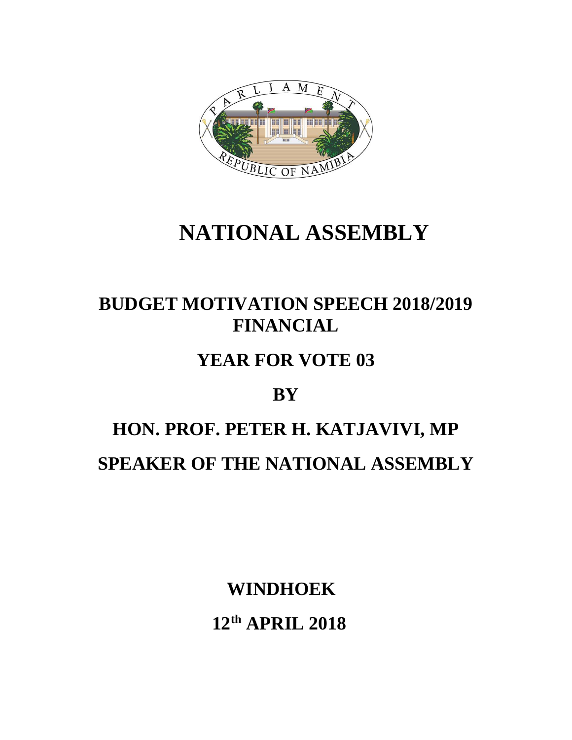# NATIONAL ASSEMBLY

## BUDGET MOTIVATION SPEECH 2018/2019 FINANCIAL

## YEAR FOR VOTE 03

## BY

## HON. PROF. PETER H. KATJAVIVI, MP

## SPEAKER OF THE NATIONAL ASSEMBLY

**WINDHOEK**

**12th APRIL 2018**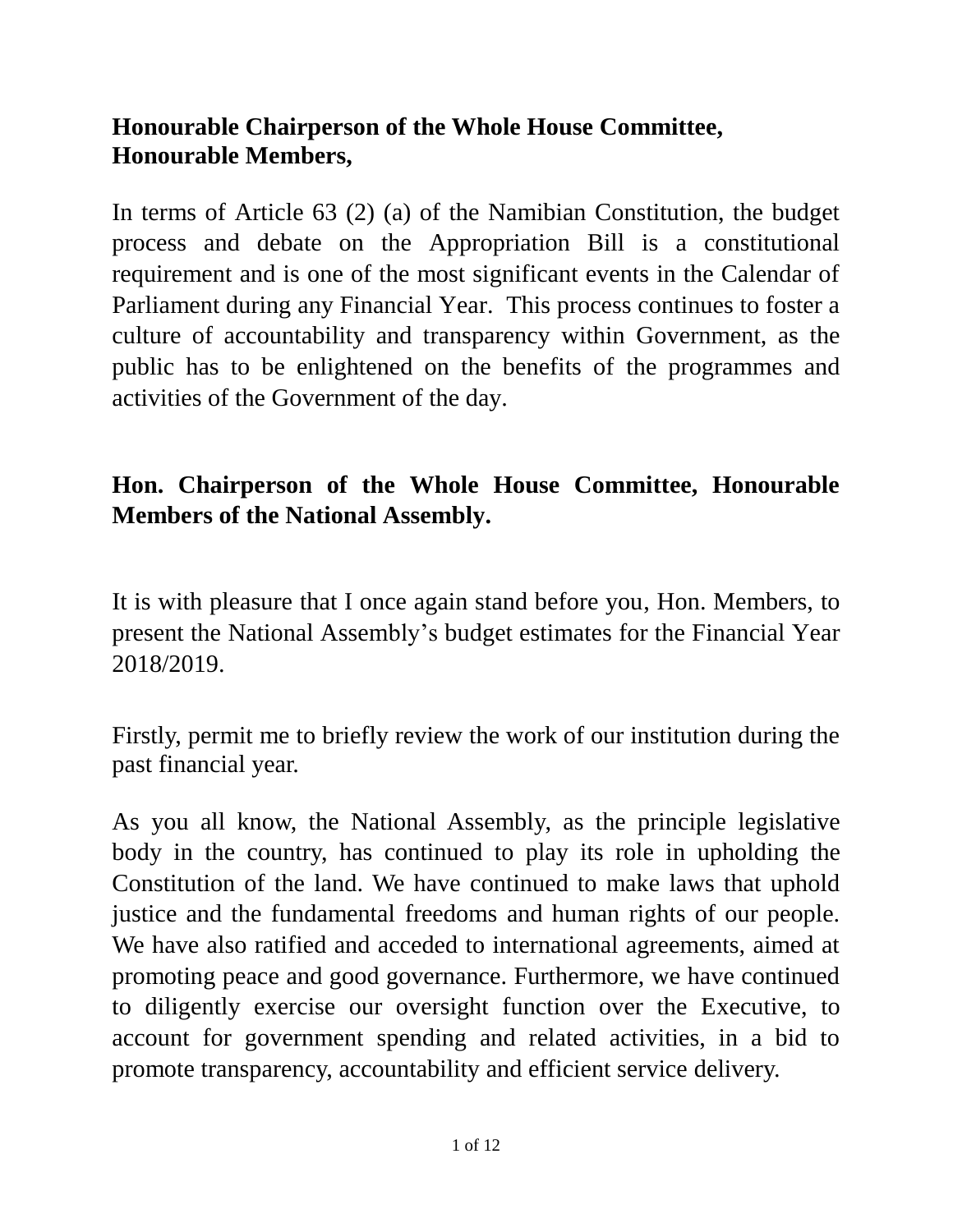**Honourable Chairperson of the Whole House Committee,**
**Honourable Members,**

In terms of Article 63 (2) (a) of the Namibian Constitution, the budget process and debate on the Appropriation Bill is a constitutional requirement and is one of the most significant events in the Calendar of Parliament during any Financial Year. This process continues to foster a culture of accountability and transparency within Government, as the public has to be enlightened on the benefits of the programmes and activities of the Government of the day.

**Hon. Chairperson of the Whole House Committee, Honourable Members of the National Assembly.**

It is with pleasure that I once again stand before you, Hon. Members, to present the National Assembly's budget estimates for the Financial Year 2018/2019.

Firstly, permit me to briefly review the work of our institution during the past financial year.

As you all know, the National Assembly, as the principle legislative body in the country, has continued to play its role in upholding the Constitution of the land. We have continued to make laws that uphold justice and the fundamental freedoms and human rights of our people. We have also ratified and acceded to international agreements, aimed at promoting peace and good governance. Furthermore, we have continued to diligently exercise our oversight function over the Executive, to account for government spending and related activities, in a bid to promote transparency, accountability and efficient service delivery.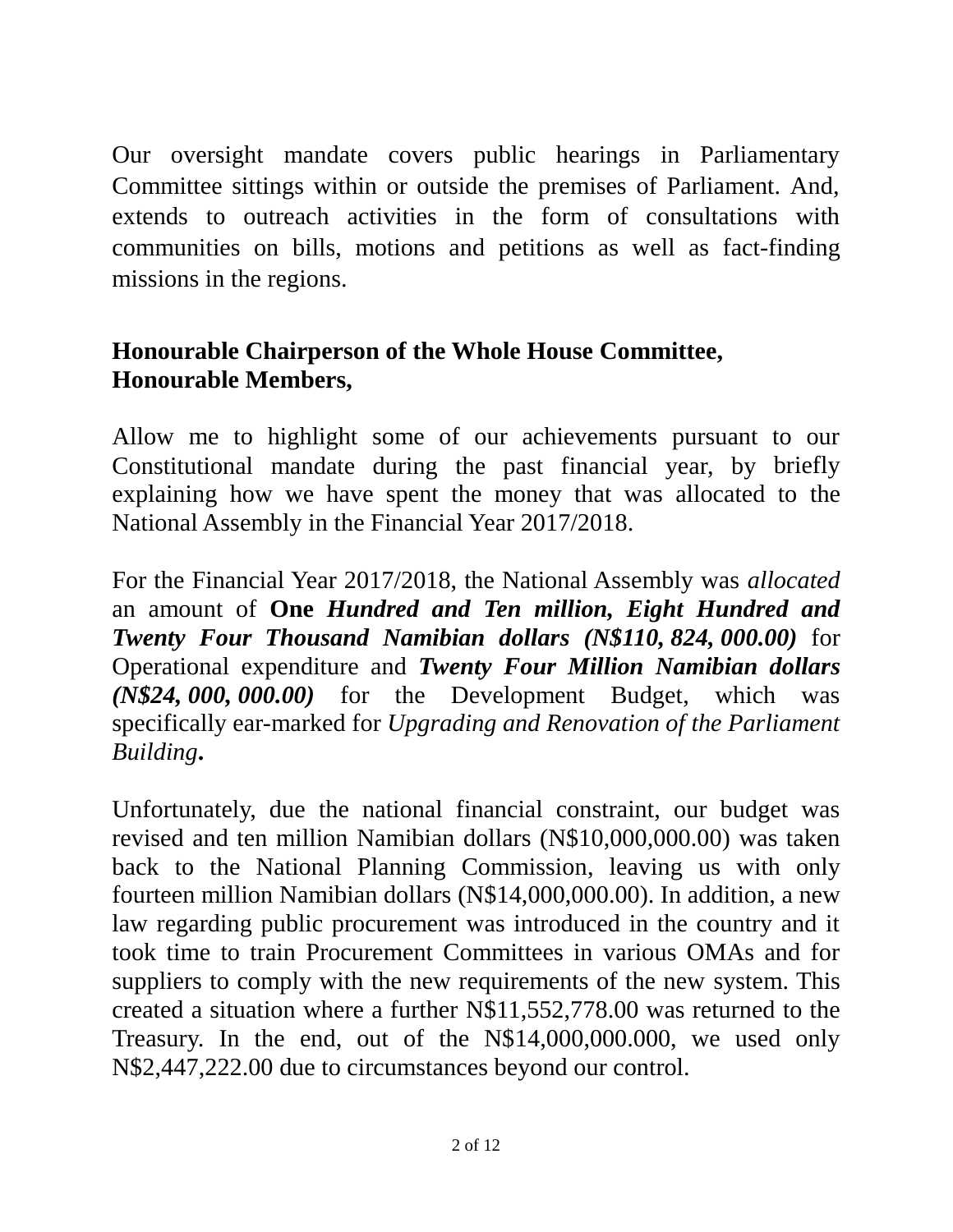Our oversight mandate covers public hearings in Parliamentary Committee sittings within or outside the premises of Parliament. And, extends to outreach activities in the form of consultations with communities on bills, motions and petitions as well as fact-finding missions in the regions.

**Honourable Chairperson of the Whole House Committee,**
**Honourable Members,**

Allow me to highlight some of our achievements pursuant to our Constitutional mandate during the past financial year, by briefly explaining how we have spent the money that was allocated to the National Assembly in the Financial Year 2017/2018.

For the Financial Year 2017/2018, the National Assembly was *allocated* an amount of **One *Hundred and Ten million, Eight Hundred and Twenty Four Thousand Namibian dollars (N$110, 824, 000.00)*** for Operational expenditure and ***Twenty Four Million Namibian dollars (N$24, 000, 000.00)*** for the Development Budget, which was specifically ear-marked for *Upgrading and Renovation of the Parliament Building***.**

Unfortunately, due the national financial constraint, our budget was revised and ten million Namibian dollars (N$10,000,000.00) was taken back to the National Planning Commission, leaving us with only fourteen million Namibian dollars (N$14,000,000.00). In addition, a new law regarding public procurement was introduced in the country and it took time to train Procurement Committees in various OMAs and for suppliers to comply with the new requirements of the new system. This created a situation where a further N$11,552,778.00 was returned to the Treasury. In the end, out of the N$14,000,000.000, we used only N$2,447,222.00 due to circumstances beyond our control.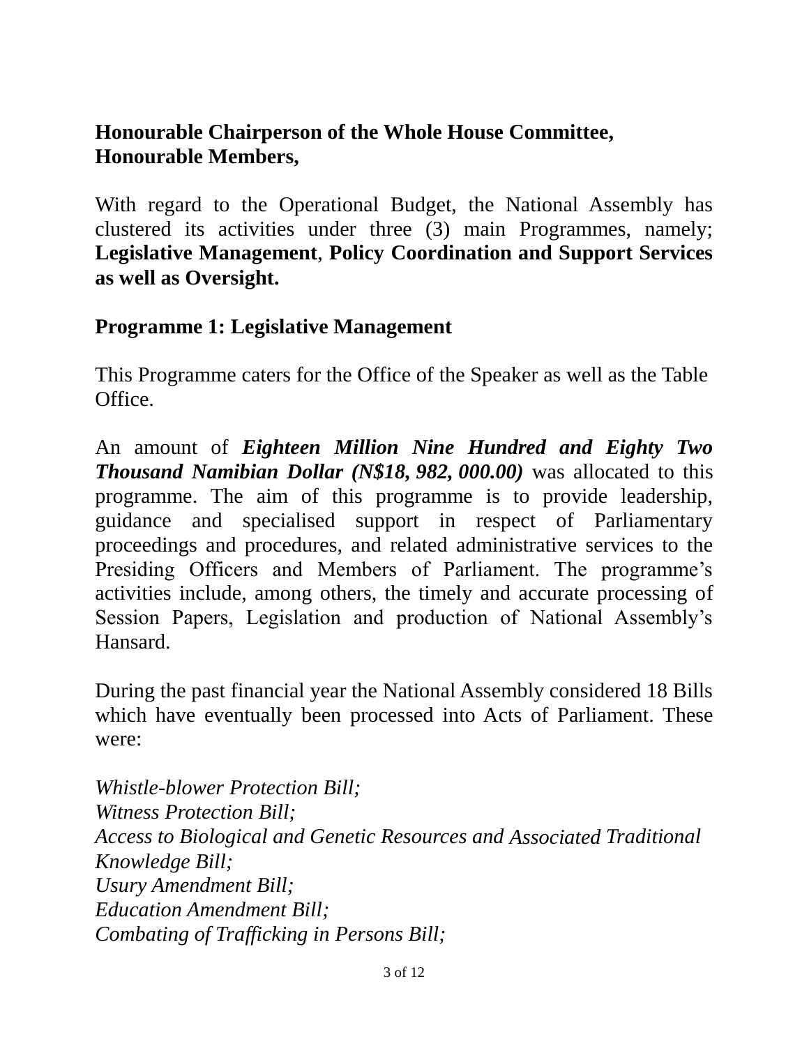**Honourable Chairperson of the Whole House Committee,**
**Honourable Members,**

With regard to the Operational Budget, the National Assembly has clustered its activities under three (3) main Programmes, namely; **Legislative Management**, **Policy Coordination and Support Services as well as Oversight.**

**Programme 1: Legislative Management**

This Programme caters for the Office of the Speaker as well as the Table Office.

An amount of ***Eighteen Million Nine Hundred and Eighty Two Thousand Namibian Dollar (N$18, 982, 000.00)*** was allocated to this programme. The aim of this programme is to provide leadership, guidance and specialised support in respect of Parliamentary proceedings and procedures, and related administrative services to the Presiding Officers and Members of Parliament. The programme's activities include, among others, the timely and accurate processing of Session Papers, Legislation and production of National Assembly's Hansard.

During the past financial year the National Assembly considered 18 Bills which have eventually been processed into Acts of Parliament. These were:

*Whistle-blower Protection Bill;*
*Witness Protection Bill;*
*Access to Biological and Genetic Resources and Associated Traditional Knowledge Bill;*
*Usury Amendment Bill;*
*Education Amendment Bill;*
*Combating of Trafficking in Persons Bill;*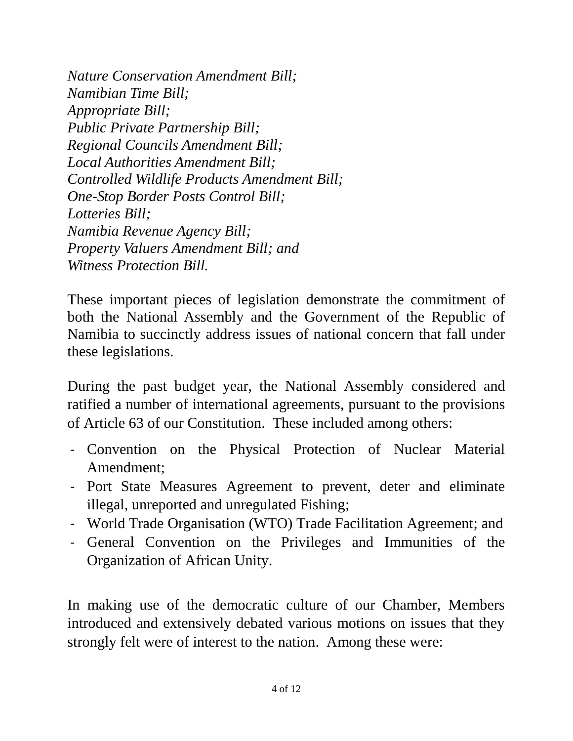*Nature Conservation Amendment Bill;*
*Namibian Time Bill;*
*Appropriate Bill;*
*Public Private Partnership Bill;*
*Regional Councils Amendment Bill;*
*Local Authorities Amendment Bill;*
*Controlled Wildlife Products Amendment Bill;*
*One-Stop Border Posts Control Bill;*
*Lotteries Bill;*
*Namibia Revenue Agency Bill;*
*Property Valuers Amendment Bill; and*
*Witness Protection Bill.*

These important pieces of legislation demonstrate the commitment of both the National Assembly and the Government of the Republic of Namibia to succinctly address issues of national concern that fall under these legislations.

During the past budget year, the National Assembly considered and ratified a number of international agreements, pursuant to the provisions of Article 63 of our Constitution. These included among others:

- Convention on the Physical Protection of Nuclear Material Amendment;
- Port State Measures Agreement to prevent, deter and eliminate illegal, unreported and unregulated Fishing;
- World Trade Organisation (WTO) Trade Facilitation Agreement; and
- General Convention on the Privileges and Immunities of the Organization of African Unity.

In making use of the democratic culture of our Chamber, Members introduced and extensively debated various motions on issues that they strongly felt were of interest to the nation. Among these were: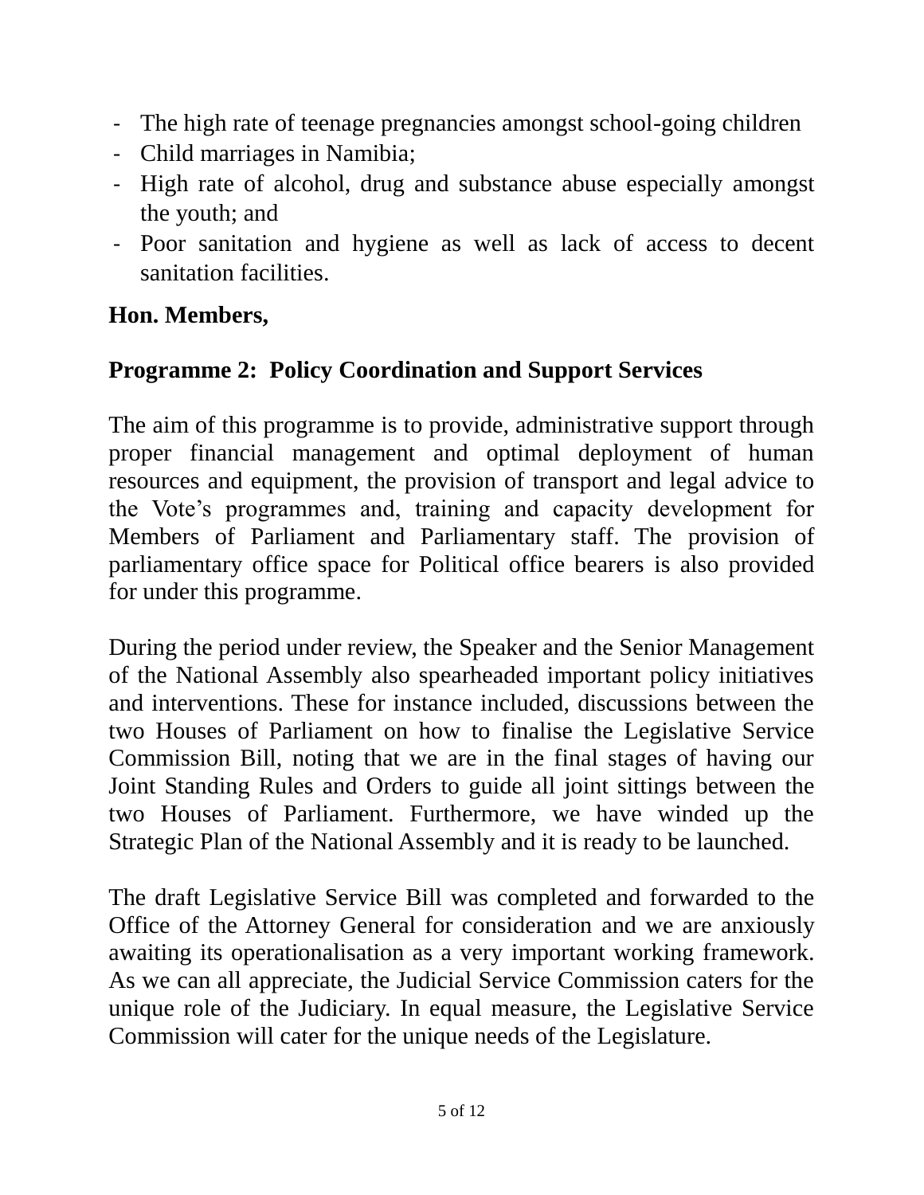- The high rate of teenage pregnancies amongst school-going children
- Child marriages in Namibia;
- High rate of alcohol, drug and substance abuse especially amongst the youth; and
- Poor sanitation and hygiene as well as lack of access to decent sanitation facilities.

**Hon. Members,**

**Programme 2: Policy Coordination and Support Services**

The aim of this programme is to provide, administrative support through proper financial management and optimal deployment of human resources and equipment, the provision of transport and legal advice to the Vote's programmes and, training and capacity development for Members of Parliament and Parliamentary staff. The provision of parliamentary office space for Political office bearers is also provided for under this programme.

During the period under review, the Speaker and the Senior Management of the National Assembly also spearheaded important policy initiatives and interventions. These for instance included, discussions between the two Houses of Parliament on how to finalise the Legislative Service Commission Bill, noting that we are in the final stages of having our Joint Standing Rules and Orders to guide all joint sittings between the two Houses of Parliament. Furthermore, we have winded up the Strategic Plan of the National Assembly and it is ready to be launched.

The draft Legislative Service Bill was completed and forwarded to the Office of the Attorney General for consideration and we are anxiously awaiting its operationalisation as a very important working framework. As we can all appreciate, the Judicial Service Commission caters for the unique role of the Judiciary. In equal measure, the Legislative Service Commission will cater for the unique needs of the Legislature.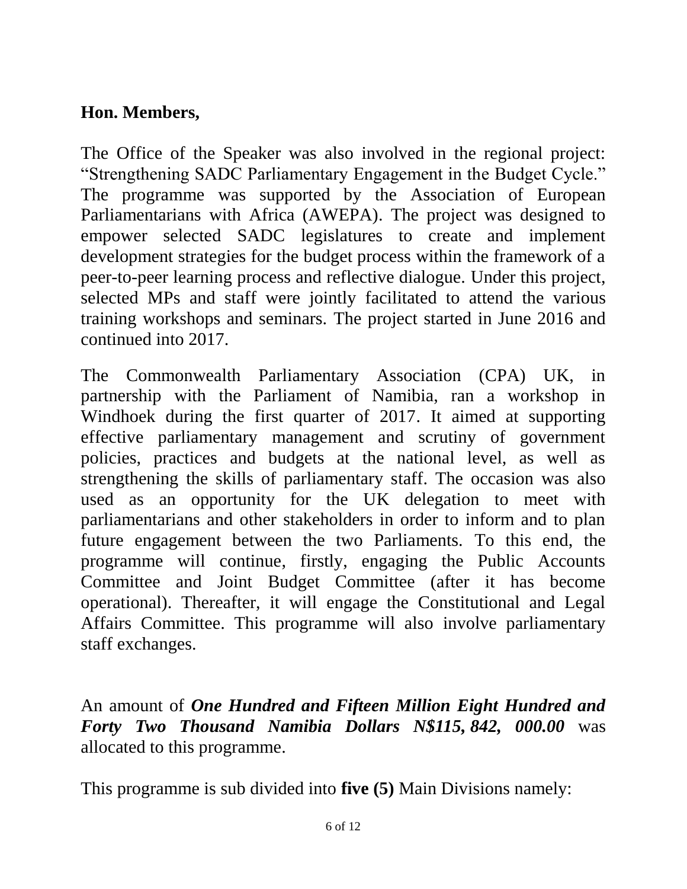**Hon. Members,**

The Office of the Speaker was also involved in the regional project: "Strengthening SADC Parliamentary Engagement in the Budget Cycle." The programme was supported by the Association of European Parliamentarians with Africa (AWEPA). The project was designed to empower selected SADC legislatures to create and implement development strategies for the budget process within the framework of a peer-to-peer learning process and reflective dialogue. Under this project, selected MPs and staff were jointly facilitated to attend the various training workshops and seminars. The project started in June 2016 and continued into 2017.

The Commonwealth Parliamentary Association (CPA) UK, in partnership with the Parliament of Namibia, ran a workshop in Windhoek during the first quarter of 2017. It aimed at supporting effective parliamentary management and scrutiny of government policies, practices and budgets at the national level, as well as strengthening the skills of parliamentary staff. The occasion was also used as an opportunity for the UK delegation to meet with parliamentarians and other stakeholders in order to inform and to plan future engagement between the two Parliaments. To this end, the programme will continue, firstly, engaging the Public Accounts Committee and Joint Budget Committee (after it has become operational). Thereafter, it will engage the Constitutional and Legal Affairs Committee. This programme will also involve parliamentary staff exchanges.

An amount of ***One Hundred and Fifteen Million Eight Hundred and Forty Two Thousand Namibia Dollars N$115, 842, 000.00*** was allocated to this programme.

This programme is sub divided into **five (5)** Main Divisions namely: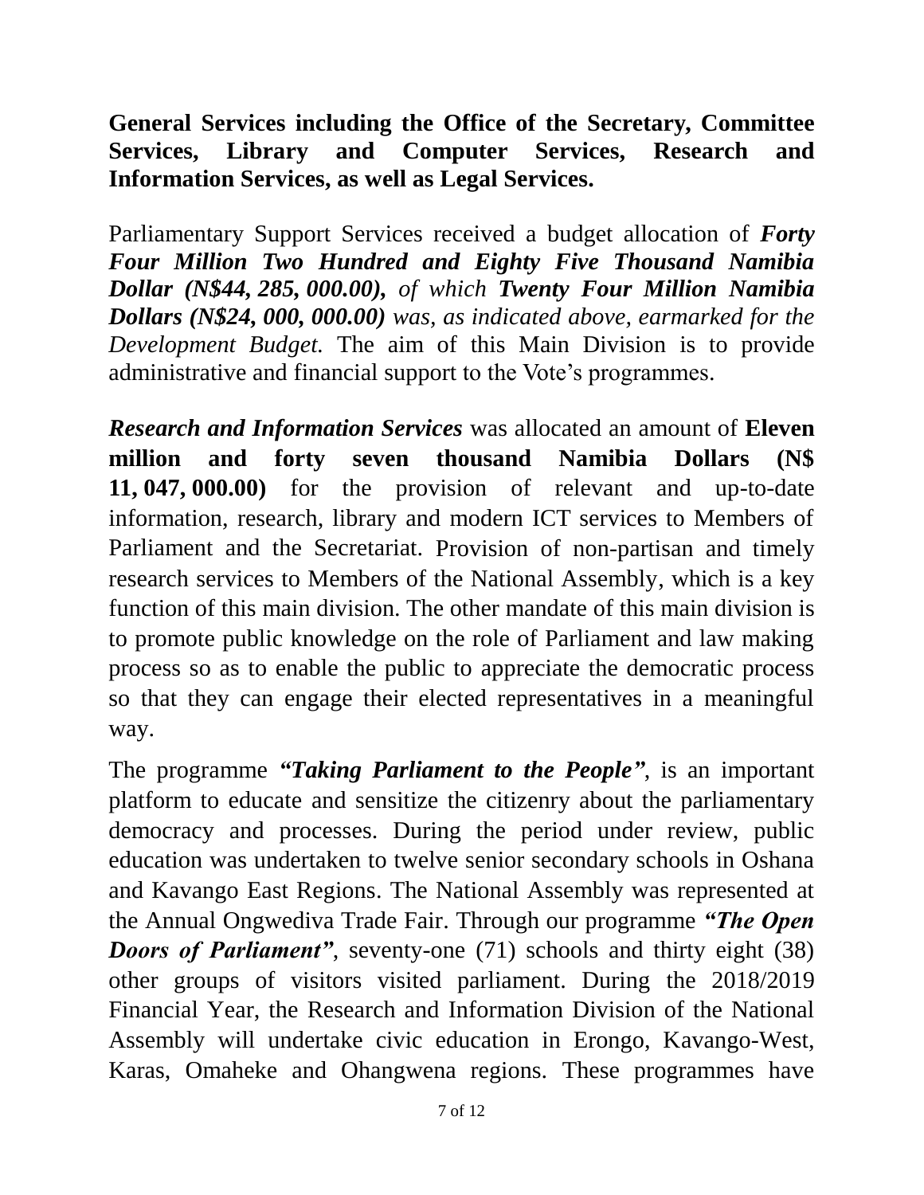**General Services including the Office of the Secretary, Committee Services, Library and Computer Services, Research and Information Services, as well as Legal Services.**

Parliamentary Support Services received a budget allocation of ***Forty Four Million Two Hundred and Eighty Five Thousand Namibia Dollar (N$44, 285, 000.00),*** *of which* ***Twenty Four Million Namibia Dollars (N$24, 000, 000.00)*** *was, as indicated above, earmarked for the Development Budget.* The aim of this Main Division is to provide administrative and financial support to the Vote's programmes.

***Research and Information Services*** was allocated an amount of **Eleven million and forty seven thousand Namibia Dollars (N$ 11, 047, 000.00)** for the provision of relevant and up-to-date information, research, library and modern ICT services to Members of Parliament and the Secretariat. Provision of non-partisan and timely research services to Members of the National Assembly, which is a key function of this main division. The other mandate of this main division is to promote public knowledge on the role of Parliament and law making process so as to enable the public to appreciate the democratic process so that they can engage their elected representatives in a meaningful way.

The programme ***"Taking Parliament to the People"***, is an important platform to educate and sensitize the citizenry about the parliamentary democracy and processes. During the period under review, public education was undertaken to twelve senior secondary schools in Oshana and Kavango East Regions. The National Assembly was represented at the Annual Ongwediva Trade Fair. Through our programme ***"The Open Doors of Parliament"***, seventy-one (71) schools and thirty eight (38) other groups of visitors visited parliament. During the 2018/2019 Financial Year, the Research and Information Division of the National Assembly will undertake civic education in Erongo, Kavango-West, Karas, Omaheke and Ohangwena regions. These programmes have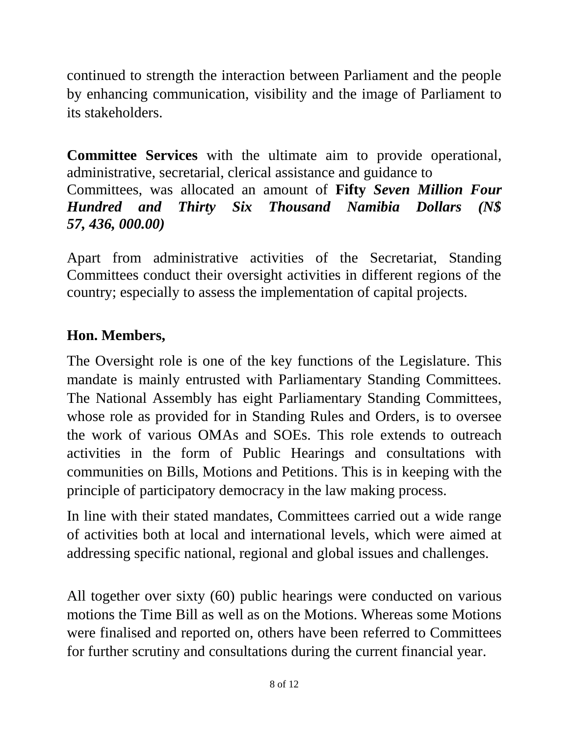continued to strength the interaction between Parliament and the people by enhancing communication, visibility and the image of Parliament to its stakeholders.

**Committee Services** with the ultimate aim to provide operational, administrative, secretarial, clerical assistance and guidance to Committees, was allocated an amount of **Fifty *Seven Million Four Hundred and Thirty Six Thousand Namibia Dollars (N$ 57, 436, 000.00)***

Apart from administrative activities of the Secretariat, Standing Committees conduct their oversight activities in different regions of the country; especially to assess the implementation of capital projects.

**Hon. Members,**

The Oversight role is one of the key functions of the Legislature. This mandate is mainly entrusted with Parliamentary Standing Committees. The National Assembly has eight Parliamentary Standing Committees, whose role as provided for in Standing Rules and Orders, is to oversee the work of various OMAs and SOEs. This role extends to outreach activities in the form of Public Hearings and consultations with communities on Bills, Motions and Petitions. This is in keeping with the principle of participatory democracy in the law making process.

In line with their stated mandates, Committees carried out a wide range of activities both at local and international levels, which were aimed at addressing specific national, regional and global issues and challenges.

All together over sixty (60) public hearings were conducted on various motions the Time Bill as well as on the Motions. Whereas some Motions were finalised and reported on, others have been referred to Committees for further scrutiny and consultations during the current financial year.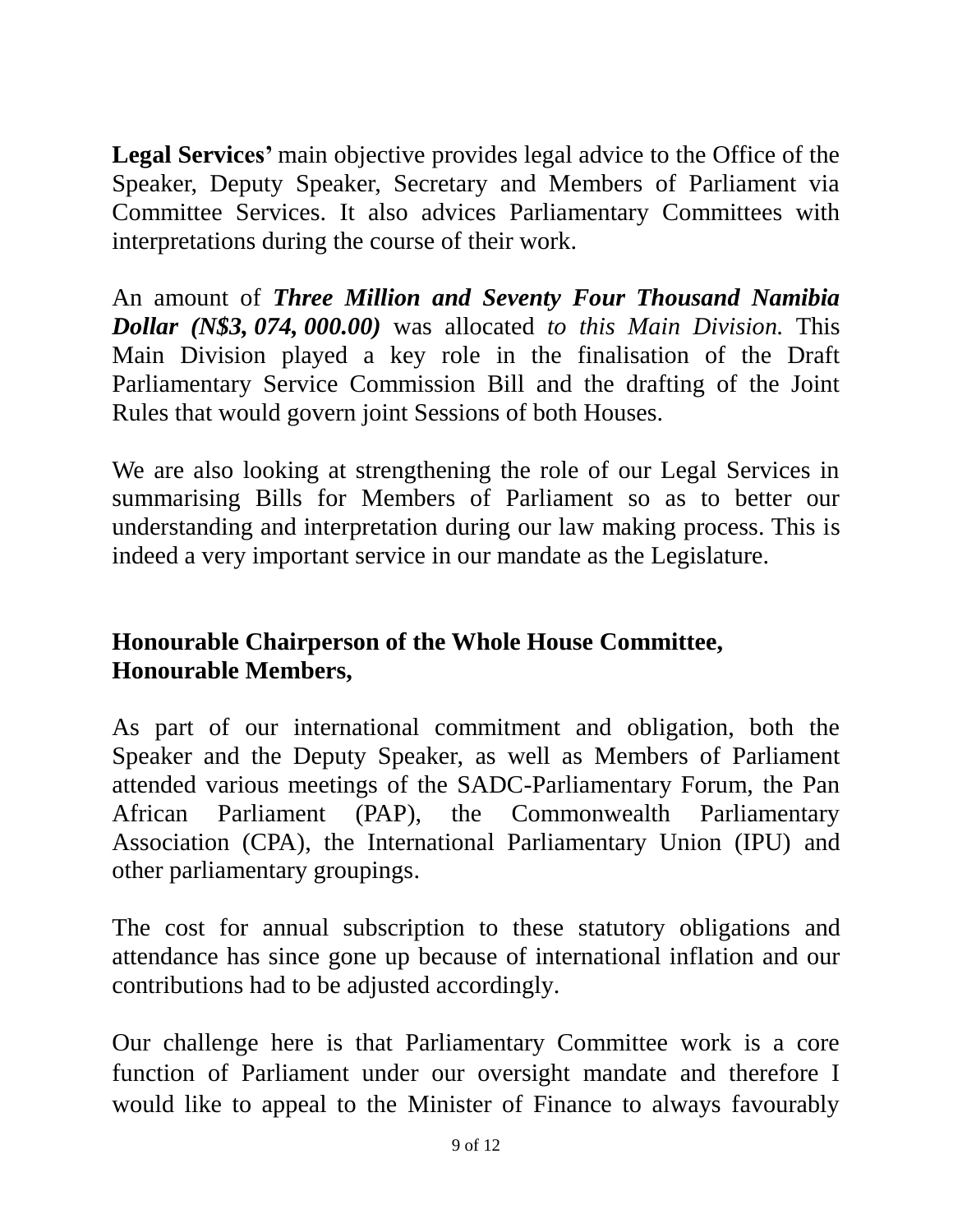**Legal Services'** main objective provides legal advice to the Office of the Speaker, Deputy Speaker, Secretary and Members of Parliament via Committee Services. It also advices Parliamentary Committees with interpretations during the course of their work.

An amount of ***Three Million and Seventy Four Thousand Namibia Dollar (N$3, 074, 000.00)*** was allocated *to this Main Division.* This Main Division played a key role in the finalisation of the Draft Parliamentary Service Commission Bill and the drafting of the Joint Rules that would govern joint Sessions of both Houses.

We are also looking at strengthening the role of our Legal Services in summarising Bills for Members of Parliament so as to better our understanding and interpretation during our law making process. This is indeed a very important service in our mandate as the Legislature.

**Honourable Chairperson of the Whole House Committee,**
**Honourable Members,**

As part of our international commitment and obligation, both the Speaker and the Deputy Speaker, as well as Members of Parliament attended various meetings of the SADC-Parliamentary Forum, the Pan African Parliament (PAP), the Commonwealth Parliamentary Association (CPA), the International Parliamentary Union (IPU) and other parliamentary groupings.

The cost for annual subscription to these statutory obligations and attendance has since gone up because of international inflation and our contributions had to be adjusted accordingly.

Our challenge here is that Parliamentary Committee work is a core function of Parliament under our oversight mandate and therefore I would like to appeal to the Minister of Finance to always favourably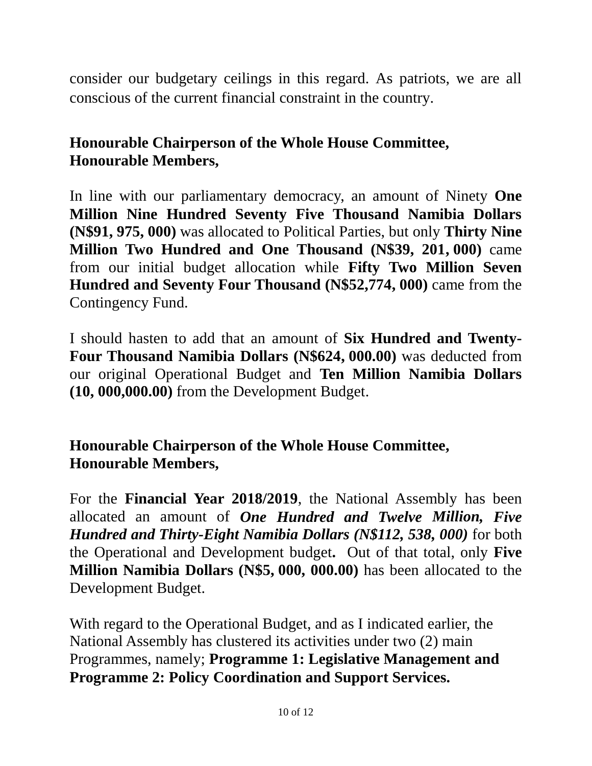consider our budgetary ceilings in this regard. As patriots, we are all conscious of the current financial constraint in the country.

**Honourable Chairperson of the Whole House Committee,**
**Honourable Members,**

In line with our parliamentary democracy, an amount of Ninety **One Million Nine Hundred Seventy Five Thousand Namibia Dollars (N$91, 975, 000)** was allocated to Political Parties, but only **Thirty Nine Million Two Hundred and One Thousand (N$39, 201, 000)** came from our initial budget allocation while **Fifty Two Million Seven Hundred and Seventy Four Thousand (N$52,774, 000)** came from the Contingency Fund.

I should hasten to add that an amount of **Six Hundred and Twenty-Four Thousand Namibia Dollars (N$624, 000.00)** was deducted from our original Operational Budget and **Ten Million Namibia Dollars (10, 000,000.00)** from the Development Budget.

**Honourable Chairperson of the Whole House Committee,**
**Honourable Members,**

For the **Financial Year 2018/2019**, the National Assembly has been allocated an amount of ***One Hundred and Twelve Million, Five Hundred and Thirty-Eight Namibia Dollars (N$112, 538, 000)*** for both the Operational and Development budget**.** Out of that total, only **Five Million Namibia Dollars (N$5, 000, 000.00)** has been allocated to the Development Budget.

With regard to the Operational Budget, and as I indicated earlier, the National Assembly has clustered its activities under two (2) main Programmes, namely; **Programme 1: Legislative Management and Programme 2: Policy Coordination and Support Services.**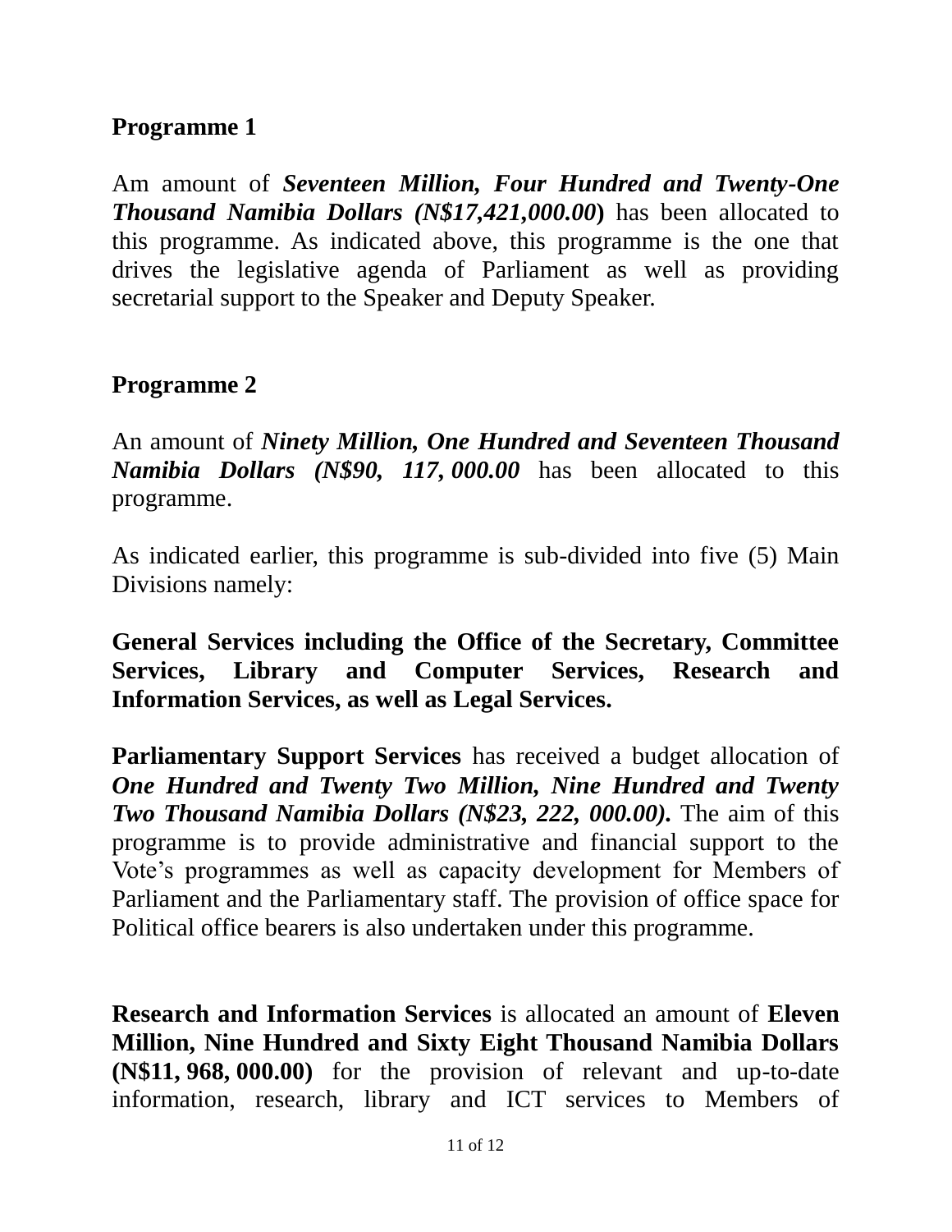**Programme 1**

Am amount of ***Seventeen Million, Four Hundred and Twenty-One Thousand Namibia Dollars (N$17,421,000.00*)** has been allocated to this programme. As indicated above, this programme is the one that drives the legislative agenda of Parliament as well as providing secretarial support to the Speaker and Deputy Speaker.

**Programme 2**

An amount of ***Ninety Million, One Hundred and Seventeen Thousand Namibia Dollars (N$90, 117, 000.00*** has been allocated to this programme.

As indicated earlier, this programme is sub-divided into five (5) Main Divisions namely:

**General Services including the Office of the Secretary, Committee Services, Library and Computer Services, Research and Information Services, as well as Legal Services.**

**Parliamentary Support Services** has received a budget allocation of ***One Hundred and Twenty Two Million, Nine Hundred and Twenty Two Thousand Namibia Dollars (N$23, 222, 000.00).*** The aim of this programme is to provide administrative and financial support to the Vote's programmes as well as capacity development for Members of Parliament and the Parliamentary staff. The provision of office space for Political office bearers is also undertaken under this programme.

**Research and Information Services** is allocated an amount of **Eleven Million, Nine Hundred and Sixty Eight Thousand Namibia Dollars (N$11, 968, 000.00)** for the provision of relevant and up-to-date information, research, library and ICT services to Members of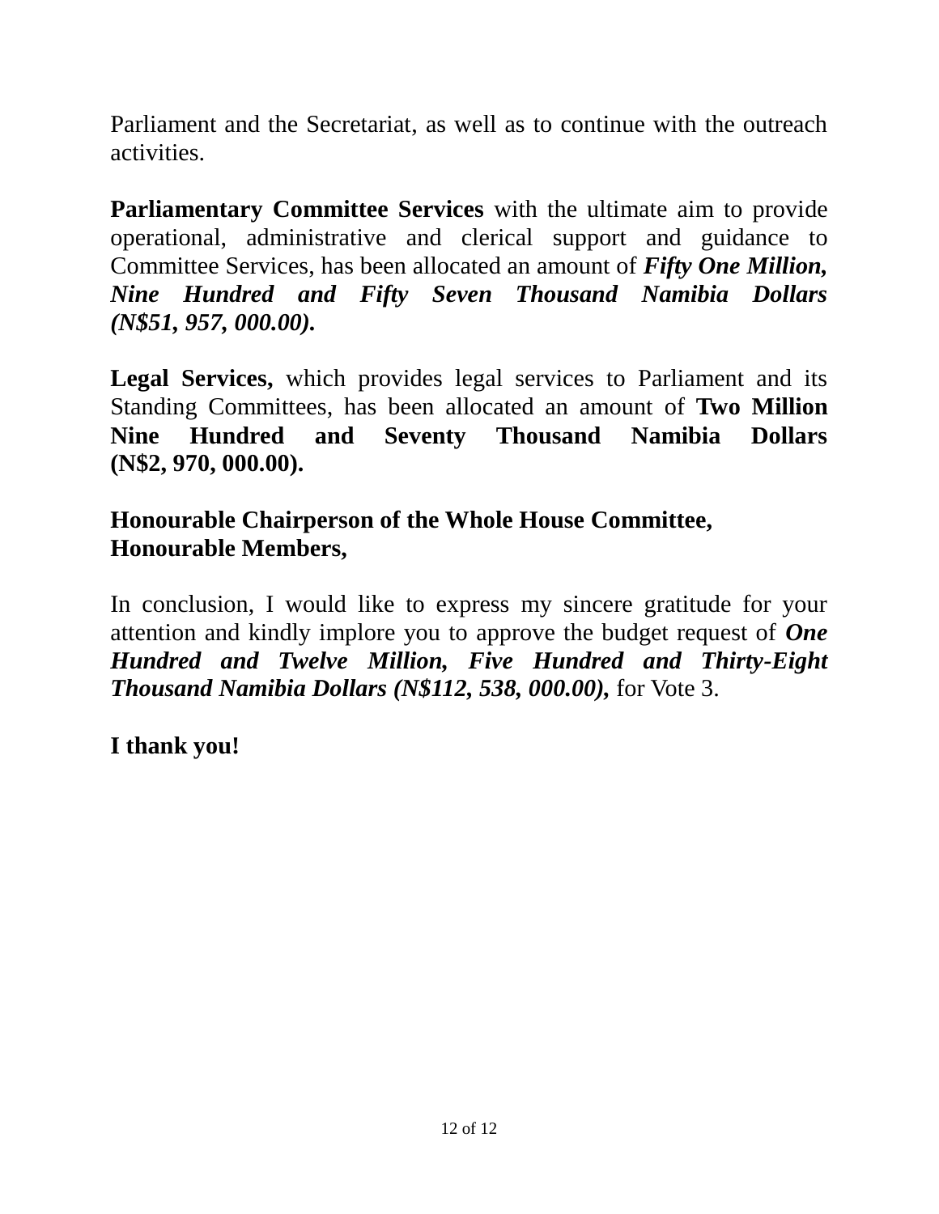Parliament and the Secretariat, as well as to continue with the outreach activities.

**Parliamentary Committee Services** with the ultimate aim to provide operational, administrative and clerical support and guidance to Committee Services, has been allocated an amount of ***Fifty One Million, Nine Hundred and Fifty Seven Thousand Namibia Dollars (N$51, 957, 000.00).***

**Legal Services,** which provides legal services to Parliament and its Standing Committees, has been allocated an amount of **Two Million Nine Hundred and Seventy Thousand Namibia Dollars (N$2, 970, 000.00).**

**Honourable Chairperson of the Whole House Committee,**
**Honourable Members,**

In conclusion, I would like to express my sincere gratitude for your attention and kindly implore you to approve the budget request of ***One Hundred and Twelve Million, Five Hundred and Thirty-Eight Thousand Namibia Dollars (N$112, 538, 000.00),*** for Vote 3.

**I thank you!**